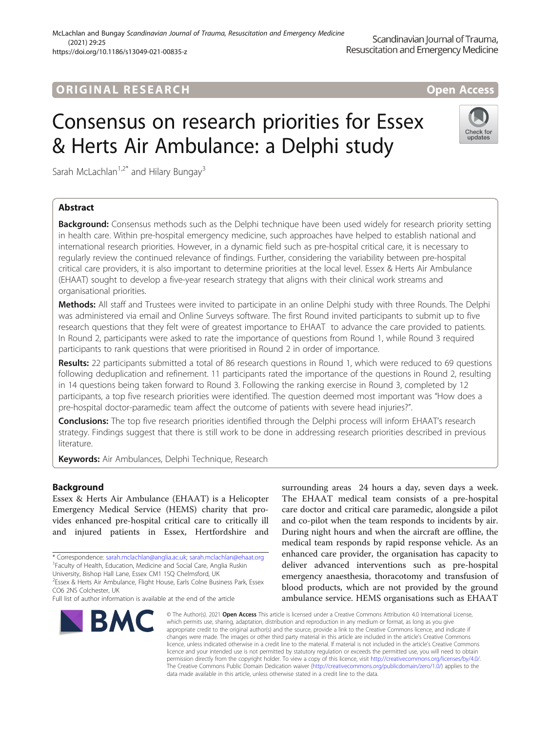ORIGINAL RESEARCH

Open Access

# Consensus on research priorities for Essex & Herts Air Ambulance: a Delphi study

Sarah McLachlan[1,2*] and Hilary Bungay[3]

## Abstract

**Background:** Consensus methods such as the Delphi technique have been used widely for research priority setting in health care. Within pre-hospital emergency medicine, such approaches have helped to establish national and international research priorities. However, in a dynamic field such as pre-hospital critical care, it is necessary to regularly review the continued relevance of findings. Further, considering the variability between pre-hospital critical care providers, it is also important to determine priorities at the local level. Essex & Herts Air Ambulance (EHAAT) sought to develop a five-year research strategy that aligns with their clinical work streams and organisational priorities.

**Methods:** All staff and Trustees were invited to participate in an online Delphi study with three Rounds. The Delphi was administered via email and Online Surveys software. The first Round invited participants to submit up to five research questions that they felt were of greatest importance to EHAAT to advance the care provided to patients. In Round 2, participants were asked to rate the importance of questions from Round 1, while Round 3 required participants to rank questions that were prioritised in Round 2 in order of importance.

**Results:** 22 participants submitted a total of 86 research questions in Round 1, which were reduced to 69 questions following deduplication and refinement. 11 participants rated the importance of the questions in Round 2, resulting in 14 questions being taken forward to Round 3. Following the ranking exercise in Round 3, completed by 12 participants, a top five research priorities were identified. The question deemed most important was "How does a pre-hospital doctor-paramedic team affect the outcome of patients with severe head injuries?".

**Conclusions:** The top five research priorities identified through the Delphi process will inform EHAAT's research strategy. Findings suggest that there is still work to be done in addressing research priorities described in previous literature.

**Keywords:** Air Ambulances, Delphi Technique, Research

## Background

Essex & Herts Air Ambulance (EHAAT) is a Helicopter Emergency Medical Service (HEMS) charity that provides enhanced pre-hospital critical care to critically ill and injured patients in Essex, Hertfordshire and surrounding areas 24 hours a day, seven days a week. The EHAAT medical team consists of a pre-hospital care doctor and critical care paramedic, alongside a pilot and co-pilot when the team responds to incidents by air. During night hours and when the aircraft are offline, the medical team responds by rapid response vehicle. As an enhanced care provider, the organisation has capacity to deliver advanced interventions such as pre-hospital emergency anaesthesia, thoracotomy and transfusion of blood products, which are not provided by the ground ambulance service. HEMS organisations such as EHAAT

* Correspondence: sarah.mclachlan@anglia.ac.uk; sarah.mclachlan@ehaat.org
[1]Faculty of Health, Education, Medicine and Social Care, Anglia Ruskin University, Bishop Hall Lane, Essex CM1 1SQ Chelmsford, UK
[2]Essex & Herts Air Ambulance, Flight House, Earls Colne Business Park, Essex CO6 2NS Colchester, UK
Full list of author information is available at the end of the article

© The Author(s). 2021 **Open Access** This article is licensed under a Creative Commons Attribution 4.0 International License, which permits use, sharing, adaptation, distribution and reproduction in any medium or format, as long as you give appropriate credit to the original author(s) and the source, provide a link to the Creative Commons licence, and indicate if changes were made. The images or other third party material in this article are included in the article's Creative Commons licence, unless indicated otherwise in a credit line to the material. If material is not included in the article's Creative Commons licence and your intended use is not permitted by statutory regulation or exceeds the permitted use, you will need to obtain permission directly from the copyright holder. To view a copy of this licence, visit http://creativecommons.org/licenses/by/4.0/. The Creative Commons Public Domain Dedication waiver (http://creativecommons.org/publicdomain/zero/1.0/) applies to the data made available in this article, unless otherwise stated in a credit line to the data.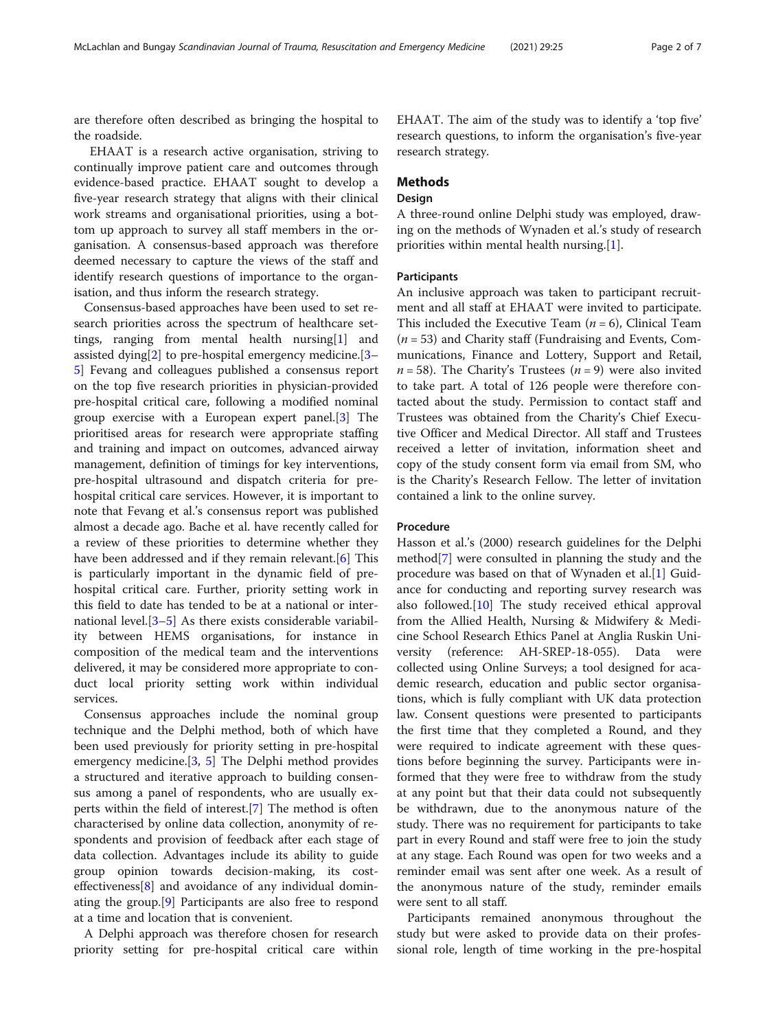are therefore often described as bringing the hospital to the roadside.

EHAAT is a research active organisation, striving to continually improve patient care and outcomes through evidence-based practice. EHAAT sought to develop a five-year research strategy that aligns with their clinical work streams and organisational priorities, using a bottom up approach to survey all staff members in the organisation. A consensus-based approach was therefore deemed necessary to capture the views of the staff and identify research questions of importance to the organisation, and thus inform the research strategy.

Consensus-based approaches have been used to set research priorities across the spectrum of healthcare settings, ranging from mental health nursing[1] and assisted dying[2] to pre-hospital emergency medicine.[3–5] Fevang and colleagues published a consensus report on the top five research priorities in physician-provided pre-hospital critical care, following a modified nominal group exercise with a European expert panel.[3] The prioritised areas for research were appropriate staffing and training and impact on outcomes, advanced airway management, definition of timings for key interventions, pre-hospital ultrasound and dispatch criteria for pre-hospital critical care services. However, it is important to note that Fevang et al.'s consensus report was published almost a decade ago. Bache et al. have recently called for a review of these priorities to determine whether they have been addressed and if they remain relevant.[6] This is particularly important in the dynamic field of pre-hospital critical care. Further, priority setting work in this field to date has tended to be at a national or international level.[3–5] As there exists considerable variability between HEMS organisations, for instance in composition of the medical team and the interventions delivered, it may be considered more appropriate to conduct local priority setting work within individual services.

Consensus approaches include the nominal group technique and the Delphi method, both of which have been used previously for priority setting in pre-hospital emergency medicine.[3, 5] The Delphi method provides a structured and iterative approach to building consensus among a panel of respondents, who are usually experts within the field of interest.[7] The method is often characterised by online data collection, anonymity of respondents and provision of feedback after each stage of data collection. Advantages include its ability to guide group opinion towards decision-making, its cost-effectiveness[8] and avoidance of any individual dominating the group.[9] Participants are also free to respond at a time and location that is convenient.

A Delphi approach was therefore chosen for research priority setting for pre-hospital critical care within EHAAT. The aim of the study was to identify a 'top five' research questions, to inform the organisation's five-year research strategy.

## Methods

### Design

A three-round online Delphi study was employed, drawing on the methods of Wynaden et al.'s study of research priorities within mental health nursing.[1].

### Participants

An inclusive approach was taken to participant recruitment and all staff at EHAAT were invited to participate. This included the Executive Team ($n = 6$), Clinical Team ($n = 53$) and Charity staff (Fundraising and Events, Communications, Finance and Lottery, Support and Retail, $n = 58$). The Charity's Trustees ($n = 9$) were also invited to take part. A total of 126 people were therefore contacted about the study. Permission to contact staff and Trustees was obtained from the Charity's Chief Executive Officer and Medical Director. All staff and Trustees received a letter of invitation, information sheet and copy of the study consent form via email from SM, who is the Charity's Research Fellow. The letter of invitation contained a link to the online survey.

### Procedure

Hasson et al.'s (2000) research guidelines for the Delphi method[7] were consulted in planning the study and the procedure was based on that of Wynaden et al.[1] Guidance for conducting and reporting survey research was also followed.[10] The study received ethical approval from the Allied Health, Nursing & Midwifery & Medicine School Research Ethics Panel at Anglia Ruskin University (reference: AH-SREP-18-055). Data were collected using Online Surveys; a tool designed for academic research, education and public sector organisations, which is fully compliant with UK data protection law. Consent questions were presented to participants the first time that they completed a Round, and they were required to indicate agreement with these questions before beginning the survey. Participants were informed that they were free to withdraw from the study at any point but that their data could not subsequently be withdrawn, due to the anonymous nature of the study. There was no requirement for participants to take part in every Round and staff were free to join the study at any stage. Each Round was open for two weeks and a reminder email was sent after one week. As a result of the anonymous nature of the study, reminder emails were sent to all staff.

Participants remained anonymous throughout the study but were asked to provide data on their professional role, length of time working in the pre-hospital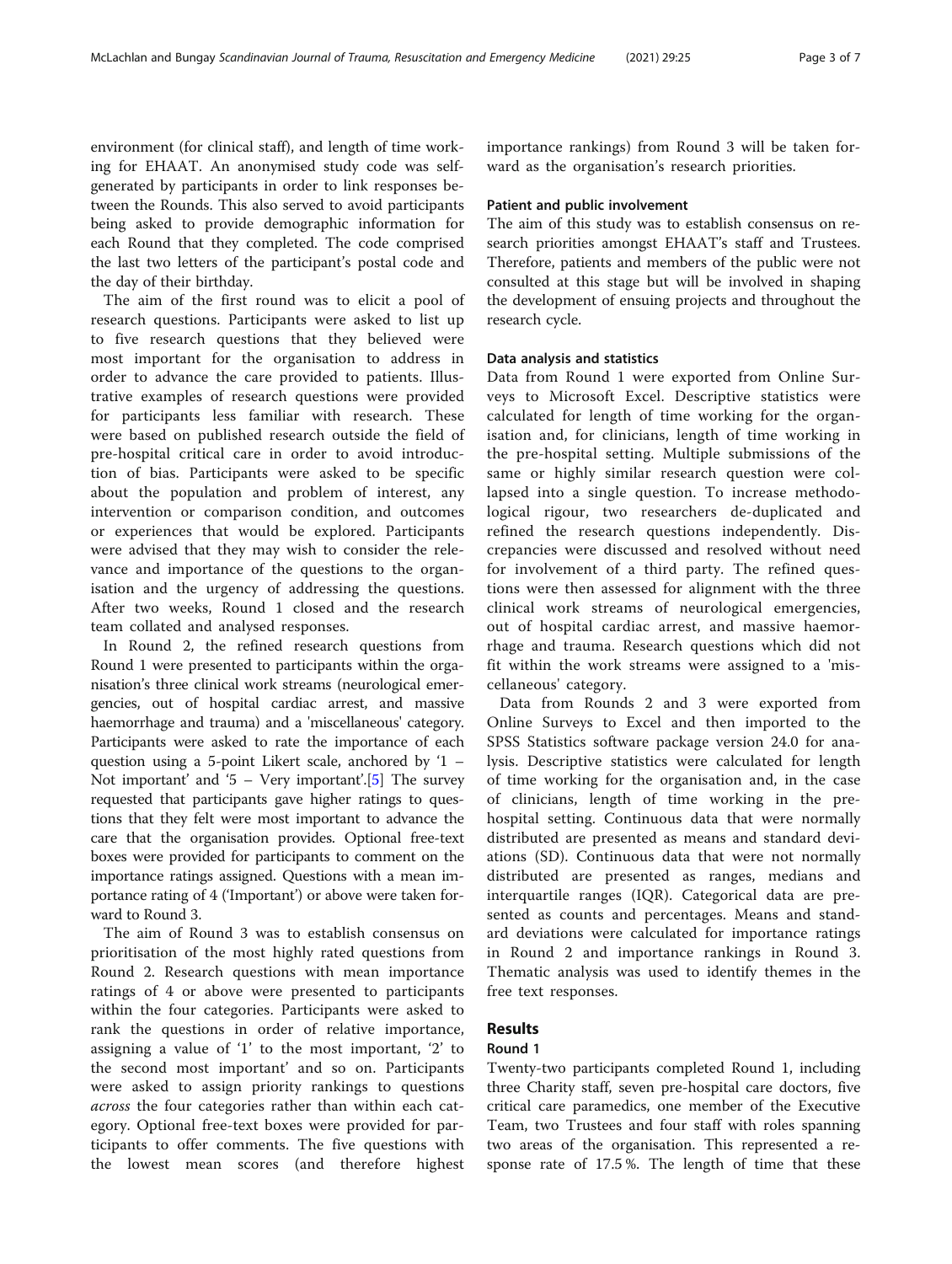environment (for clinical staff), and length of time working for EHAAT. An anonymised study code was self-generated by participants in order to link responses between the Rounds. This also served to avoid participants being asked to provide demographic information for each Round that they completed. The code comprised the last two letters of the participant's postal code and the day of their birthday.

The aim of the first round was to elicit a pool of research questions. Participants were asked to list up to five research questions that they believed were most important for the organisation to address in order to advance the care provided to patients. Illustrative examples of research questions were provided for participants less familiar with research. These were based on published research outside the field of pre-hospital critical care in order to avoid introduction of bias. Participants were asked to be specific about the population and problem of interest, any intervention or comparison condition, and outcomes or experiences that would be explored. Participants were advised that they may wish to consider the relevance and importance of the questions to the organisation and the urgency of addressing the questions. After two weeks, Round 1 closed and the research team collated and analysed responses.

In Round 2, the refined research questions from Round 1 were presented to participants within the organisation's three clinical work streams (neurological emergencies, out of hospital cardiac arrest, and massive haemorrhage and trauma) and a 'miscellaneous' category. Participants were asked to rate the importance of each question using a 5-point Likert scale, anchored by '1 – Not important' and '5 – Very important'.[5] The survey requested that participants gave higher ratings to questions that they felt were most important to advance the care that the organisation provides. Optional free-text boxes were provided for participants to comment on the importance ratings assigned. Questions with a mean importance rating of 4 ('Important') or above were taken forward to Round 3.

The aim of Round 3 was to establish consensus on prioritisation of the most highly rated questions from Round 2. Research questions with mean importance ratings of 4 or above were presented to participants within the four categories. Participants were asked to rank the questions in order of relative importance, assigning a value of '1' to the most important, '2' to the second most important' and so on. Participants were asked to assign priority rankings to questions *across* the four categories rather than within each category. Optional free-text boxes were provided for participants to offer comments. The five questions with the lowest mean scores (and therefore highest importance rankings) from Round 3 will be taken forward as the organisation's research priorities.

### Patient and public involvement

The aim of this study was to establish consensus on research priorities amongst EHAAT's staff and Trustees. Therefore, patients and members of the public were not consulted at this stage but will be involved in shaping the development of ensuing projects and throughout the research cycle.

### Data analysis and statistics

Data from Round 1 were exported from Online Surveys to Microsoft Excel. Descriptive statistics were calculated for length of time working for the organisation and, for clinicians, length of time working in the pre-hospital setting. Multiple submissions of the same or highly similar research question were collapsed into a single question. To increase methodological rigour, two researchers de-duplicated and refined the research questions independently. Discrepancies were discussed and resolved without need for involvement of a third party. The refined questions were then assessed for alignment with the three clinical work streams of neurological emergencies, out of hospital cardiac arrest, and massive haemorrhage and trauma. Research questions which did not fit within the work streams were assigned to a 'miscellaneous' category.

Data from Rounds 2 and 3 were exported from Online Surveys to Excel and then imported to the SPSS Statistics software package version 24.0 for analysis. Descriptive statistics were calculated for length of time working for the organisation and, in the case of clinicians, length of time working in the pre-hospital setting. Continuous data that were normally distributed are presented as means and standard deviations (SD). Continuous data that were not normally distributed are presented as ranges, medians and interquartile ranges (IQR). Categorical data are presented as counts and percentages. Means and standard deviations were calculated for importance ratings in Round 2 and importance rankings in Round 3. Thematic analysis was used to identify themes in the free text responses.

## Results

### Round 1

Twenty-two participants completed Round 1, including three Charity staff, seven pre-hospital care doctors, five critical care paramedics, one member of the Executive Team, two Trustees and four staff with roles spanning two areas of the organisation. This represented a response rate of 17.5 %. The length of time that these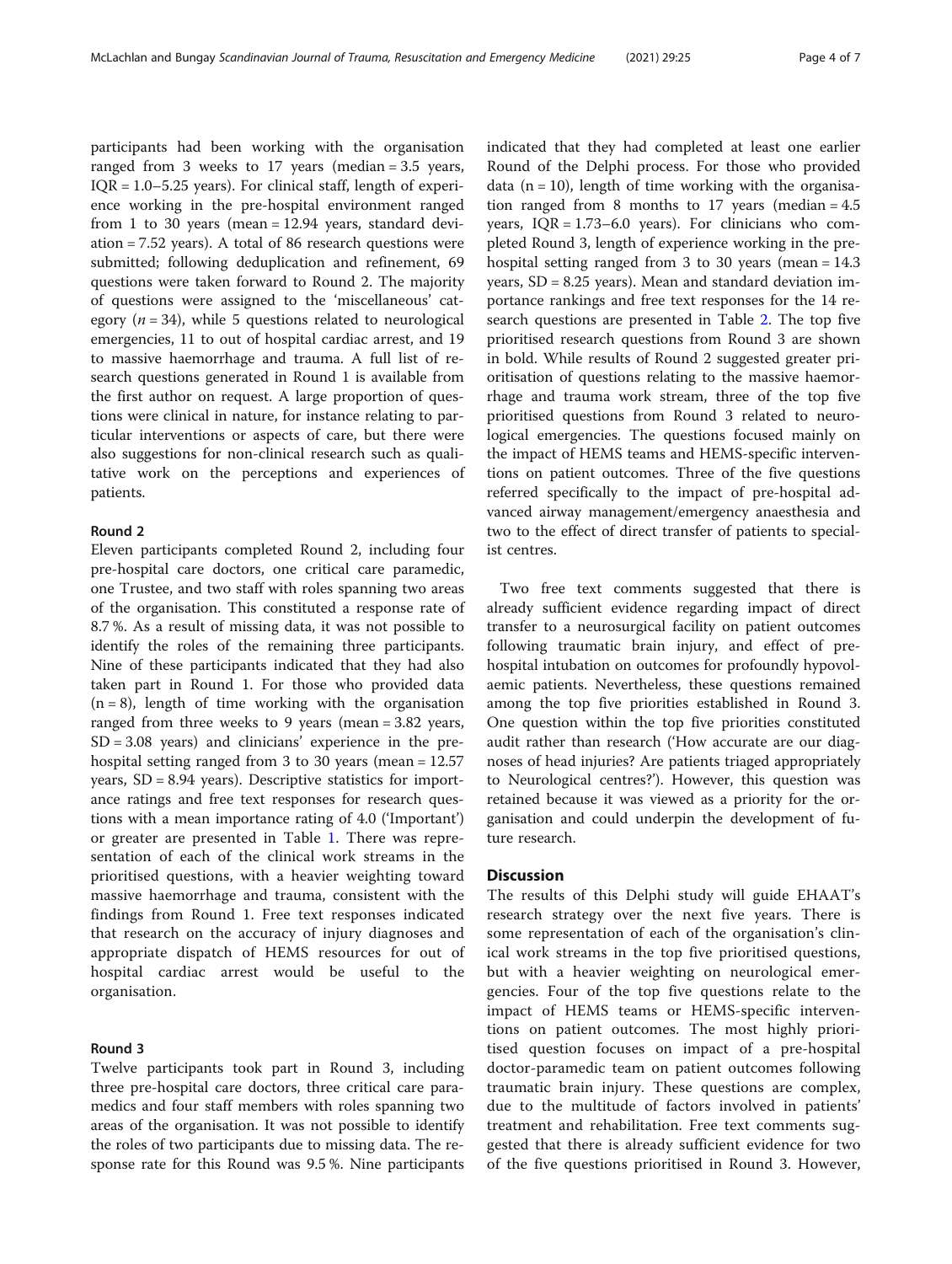participants had been working with the organisation ranged from 3 weeks to 17 years (median = 3.5 years, IQR = 1.0–5.25 years). For clinical staff, length of experience working in the pre-hospital environment ranged from 1 to 30 years (mean = 12.94 years, standard deviation = 7.52 years). A total of 86 research questions were submitted; following deduplication and refinement, 69 questions were taken forward to Round 2. The majority of questions were assigned to the 'miscellaneous' category ($n = 34$), while 5 questions related to neurological emergencies, 11 to out of hospital cardiac arrest, and 19 to massive haemorrhage and trauma. A full list of research questions generated in Round 1 is available from the first author on request. A large proportion of questions were clinical in nature, for instance relating to particular interventions or aspects of care, but there were also suggestions for non-clinical research such as qualitative work on the perceptions and experiences of patients.

### Round 2

Eleven participants completed Round 2, including four pre-hospital care doctors, one critical care paramedic, one Trustee, and two staff with roles spanning two areas of the organisation. This constituted a response rate of 8.7 %. As a result of missing data, it was not possible to identify the roles of the remaining three participants. Nine of these participants indicated that they had also taken part in Round 1. For those who provided data ($n = 8$), length of time working with the organisation ranged from three weeks to 9 years (mean = 3.82 years, SD = 3.08 years) and clinicians' experience in the pre-hospital setting ranged from 3 to 30 years (mean = 12.57 years, SD = 8.94 years). Descriptive statistics for importance ratings and free text responses for research questions with a mean importance rating of 4.0 ('Important') or greater are presented in Table 1. There was representation of each of the clinical work streams in the prioritised questions, with a heavier weighting toward massive haemorrhage and trauma, consistent with the findings from Round 1. Free text responses indicated that research on the accuracy of injury diagnoses and appropriate dispatch of HEMS resources for out of hospital cardiac arrest would be useful to the organisation.

### Round 3

Twelve participants took part in Round 3, including three pre-hospital care doctors, three critical care paramedics and four staff members with roles spanning two areas of the organisation. It was not possible to identify the roles of two participants due to missing data. The response rate for this Round was 9.5 %. Nine participants indicated that they had completed at least one earlier Round of the Delphi process. For those who provided data ($n = 10$), length of time working with the organisation ranged from 8 months to 17 years (median = 4.5 years, IQR = 1.73–6.0 years). For clinicians who completed Round 3, length of experience working in the pre-hospital setting ranged from 3 to 30 years (mean = 14.3 years, SD = 8.25 years). Mean and standard deviation importance rankings and free text responses for the 14 research questions are presented in Table 2. The top five prioritised research questions from Round 3 are shown in bold. While results of Round 2 suggested greater prioritisation of questions relating to the massive haemorrhage and trauma work stream, three of the top five prioritised questions from Round 3 related to neurological emergencies. The questions focused mainly on the impact of HEMS teams and HEMS-specific interventions on patient outcomes. Three of the five questions referred specifically to the impact of pre-hospital advanced airway management/emergency anaesthesia and two to the effect of direct transfer of patients to specialist centres.

Two free text comments suggested that there is already sufficient evidence regarding impact of direct transfer to a neurosurgical facility on patient outcomes following traumatic brain injury, and effect of pre-hospital intubation on outcomes for profoundly hypovolaemic patients. Nevertheless, these questions remained among the top five priorities established in Round 3. One question within the top five priorities constituted audit rather than research ('How accurate are our diagnoses of head injuries? Are patients triaged appropriately to Neurological centres?'). However, this question was retained because it was viewed as a priority for the organisation and could underpin the development of future research.

## Discussion

The results of this Delphi study will guide EHAAT's research strategy over the next five years. There is some representation of each of the organisation's clinical work streams in the top five prioritised questions, but with a heavier weighting on neurological emergencies. Four of the top five questions relate to the impact of HEMS teams or HEMS-specific interventions on patient outcomes. The most highly prioritised question focuses on impact of a pre-hospital doctor-paramedic team on patient outcomes following traumatic brain injury. These questions are complex, due to the multitude of factors involved in patients' treatment and rehabilitation. Free text comments suggested that there is already sufficient evidence for two of the five questions prioritised in Round 3. However,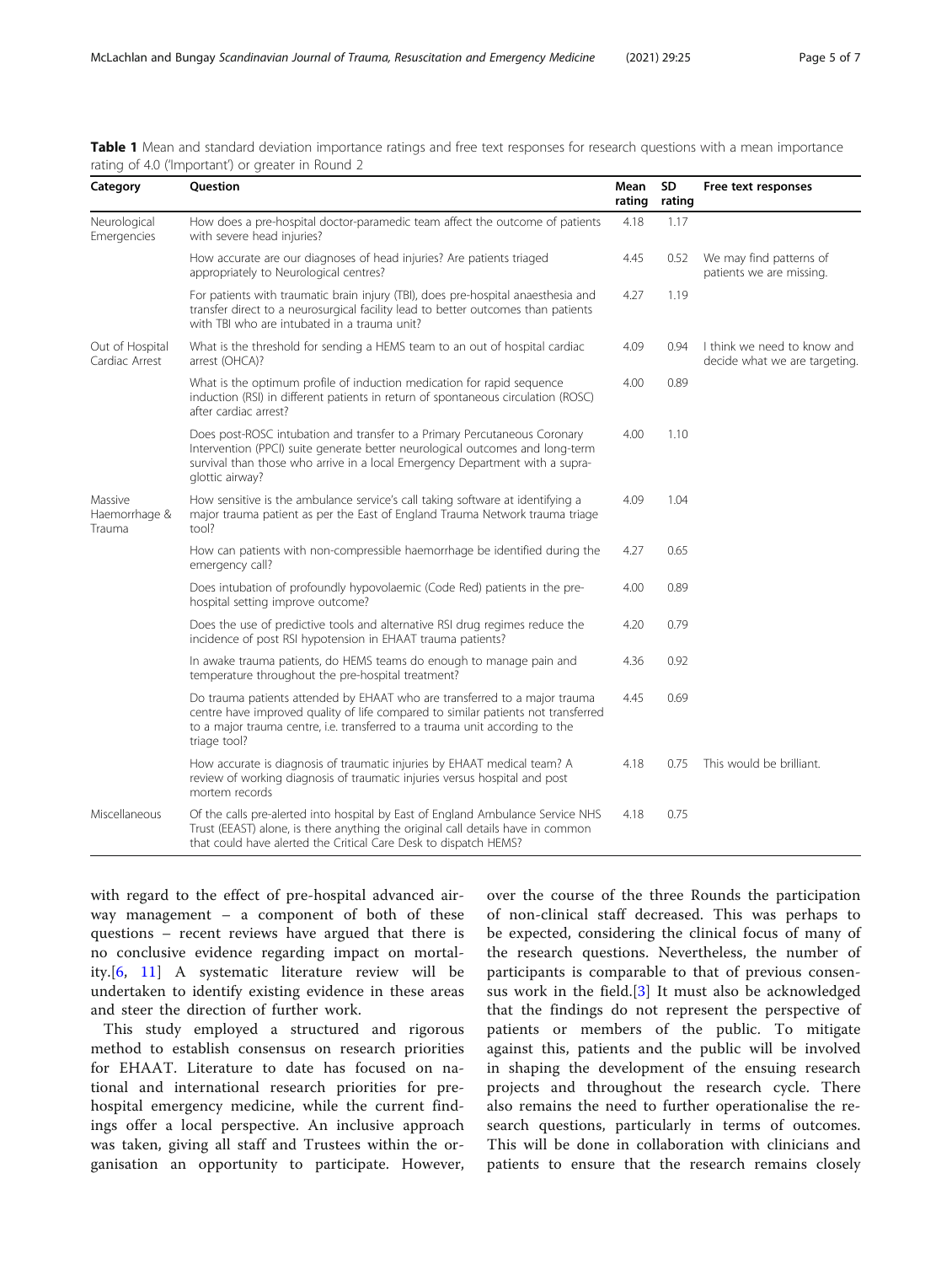**Table 1** Mean and standard deviation importance ratings and free text responses for research questions with a mean importance rating of 4.0 ('Important') or greater in Round 2

| Category | Question | Mean rating | SD rating | Free text responses |
|---|---|---|---|---|
| Neurological Emergencies | How does a pre-hospital doctor-paramedic team affect the outcome of patients with severe head injuries? | 4.18 | 1.17 | |
| | How accurate are our diagnoses of head injuries? Are patients triaged appropriately to Neurological centres? | 4.45 | 0.52 | We may find patterns of patients we are missing. |
| | For patients with traumatic brain injury (TBI), does pre-hospital anaesthesia and transfer direct to a neurosurgical facility lead to better outcomes than patients with TBI who are intubated in a trauma unit? | 4.27 | 1.19 | |
| Out of Hospital Cardiac Arrest | What is the threshold for sending a HEMS team to an out of hospital cardiac arrest (OHCA)? | 4.09 | 0.94 | I think we need to know and decide what we are targeting. |
| | What is the optimum profile of induction medication for rapid sequence induction (RSI) in different patients in return of spontaneous circulation (ROSC) after cardiac arrest? | 4.00 | 0.89 | |
| | Does post-ROSC intubation and transfer to a Primary Percutaneous Coronary Intervention (PPCI) suite generate better neurological outcomes and long-term survival than those who arrive in a local Emergency Department with a supra-glottic airway? | 4.00 | 1.10 | |
| Massive Haemorrhage & Trauma | How sensitive is the ambulance service's call taking software at identifying a major trauma patient as per the East of England Trauma Network trauma triage tool? | 4.09 | 1.04 | |
| | How can patients with non-compressible haemorrhage be identified during the emergency call? | 4.27 | 0.65 | |
| | Does intubation of profoundly hypovolaemic (Code Red) patients in the pre-hospital setting improve outcome? | 4.00 | 0.89 | |
| | Does the use of predictive tools and alternative RSI drug regimes reduce the incidence of post RSI hypotension in EHAAT trauma patients? | 4.20 | 0.79 | |
| | In awake trauma patients, do HEMS teams do enough to manage pain and temperature throughout the pre-hospital treatment? | 4.36 | 0.92 | |
| | Do trauma patients attended by EHAAT who are transferred to a major trauma centre have improved quality of life compared to similar patients not transferred to a major trauma centre, i.e. transferred to a trauma unit according to the triage tool? | 4.45 | 0.69 | |
| | How accurate is diagnosis of traumatic injuries by EHAAT medical team? A review of working diagnosis of traumatic injuries versus hospital and post mortem records | 4.18 | 0.75 | This would be brilliant. |
| Miscellaneous | Of the calls pre-alerted into hospital by East of England Ambulance Service NHS Trust (EEAST) alone, is there anything the original call details have in common that could have alerted the Critical Care Desk to dispatch HEMS? | 4.18 | 0.75 | |

with regard to the effect of pre-hospital advanced airway management – a component of both of these questions – recent reviews have argued that there is no conclusive evidence regarding impact on mortality.[6, 11] A systematic literature review will be undertaken to identify existing evidence in these areas and steer the direction of further work.

This study employed a structured and rigorous method to establish consensus on research priorities for EHAAT. Literature to date has focused on national and international research priorities for pre-hospital emergency medicine, while the current findings offer a local perspective. An inclusive approach was taken, giving all staff and Trustees within the organisation an opportunity to participate. However, over the course of the three Rounds the participation of non-clinical staff decreased. This was perhaps to be expected, considering the clinical focus of many of the research questions. Nevertheless, the number of participants is comparable to that of previous consensus work in the field.[3] It must also be acknowledged that the findings do not represent the perspective of patients or members of the public. To mitigate against this, patients and the public will be involved in shaping the development of the ensuing research projects and throughout the research cycle. There also remains the need to further operationalise the research questions, particularly in terms of outcomes. This will be done in collaboration with clinicians and patients to ensure that the research remains closely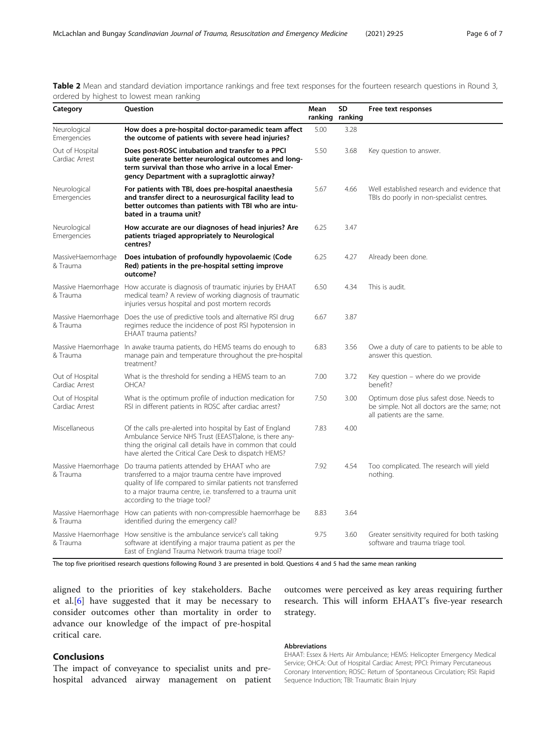**Table 2** Mean and standard deviation importance rankings and free text responses for the fourteen research questions in Round 3, ordered by highest to lowest mean ranking

| Category | Question | Mean ranking | SD ranking | Free text responses |
|---|---|---|---|---|
| Neurological Emergencies | **How does a pre-hospital doctor-paramedic team affect the outcome of patients with severe head injuries?** | 5.00 | 3.28 | |
| Out of Hospital Cardiac Arrest | **Does post-ROSC intubation and transfer to a PPCI suite generate better neurological outcomes and long-term survival than those who arrive in a local Emergency Department with a supraglottic airway?** | 5.50 | 3.68 | Key question to answer. |
| Neurological Emergencies | **For patients with TBI, does pre-hospital anaesthesia and transfer direct to a neurosurgical facility lead to better outcomes than patients with TBI who are intubated in a trauma unit?** | 5.67 | 4.66 | Well established research and evidence that TBIs do poorly in non-specialist centres. |
| Neurological Emergencies | **How accurate are our diagnoses of head injuries? Are patients triaged appropriately to Neurological centres?** | 6.25 | 3.47 | |
| MassiveHaemorrhage & Trauma | **Does intubation of profoundly hypovolaemic (Code Red) patients in the pre-hospital setting improve outcome?** | 6.25 | 4.27 | Already been done. |
| Massive Haemorrhage & Trauma | How accurate is diagnosis of traumatic injuries by EHAAT medical team? A review of working diagnosis of traumatic injuries versus hospital and post mortem records | 6.50 | 4.34 | This is audit. |
| Massive Haemorrhage & Trauma | Does the use of predictive tools and alternative RSI drug regimes reduce the incidence of post RSI hypotension in EHAAT trauma patients? | 6.67 | 3.87 | |
| Massive Haemorrhage & Trauma | In awake trauma patients, do HEMS teams do enough to manage pain and temperature throughout the pre-hospital treatment? | 6.83 | 3.56 | Owe a duty of care to patients to be able to answer this question. |
| Out of Hospital Cardiac Arrest | What is the threshold for sending a HEMS team to an OHCA? | 7.00 | 3.72 | Key question – where do we provide benefit? |
| Out of Hospital Cardiac Arrest | What is the optimum profile of induction medication for RSI in different patients in ROSC after cardiac arrest? | 7.50 | 3.00 | Optimum dose plus safest dose. Needs to be simple. Not all doctors are the same; not all patients are the same. |
| Miscellaneous | Of the calls pre-alerted into hospital by East of England Ambulance Service NHS Trust (EEAST)alone, is there anything the original call details have in common that could have alerted the Critical Care Desk to dispatch HEMS? | 7.83 | 4.00 | |
| Massive Haemorrhage & Trauma | Do trauma patients attended by EHAAT who are transferred to a major trauma centre have improved quality of life compared to similar patients not transferred to a major trauma centre, i.e. transferred to a trauma unit according to the triage tool? | 7.92 | 4.54 | Too complicated. The research will yield nothing. |
| Massive Haemorrhage & Trauma | How can patients with non-compressible haemorrhage be identified during the emergency call? | 8.83 | 3.64 | |
| Massive Haemorrhage & Trauma | How sensitive is the ambulance service's call taking software at identifying a major trauma patient as per the East of England Trauma Network trauma triage tool? | 9.75 | 3.60 | Greater sensitivity required for both tasking software and trauma triage tool. |

The top five prioritised research questions following Round 3 are presented in bold. Questions 4 and 5 had the same mean ranking

aligned to the priorities of key stakeholders. Bache et al.[6] have suggested that it may be necessary to consider outcomes other than mortality in order to advance our knowledge of the impact of pre-hospital critical care.

## Conclusions

The impact of conveyance to specialist units and pre-hospital advanced airway management on patient outcomes were perceived as key areas requiring further research. This will inform EHAAT's five-year research strategy.

#### Abbreviations

EHAAT: Essex & Herts Air Ambulance; HEMS: Helicopter Emergency Medical Service; OHCA: Out of Hospital Cardiac Arrest; PPCI: Primary Percutaneous Coronary Intervention; ROSC: Return of Spontaneous Circulation; RSI: Rapid Sequence Induction; TBI: Traumatic Brain Injury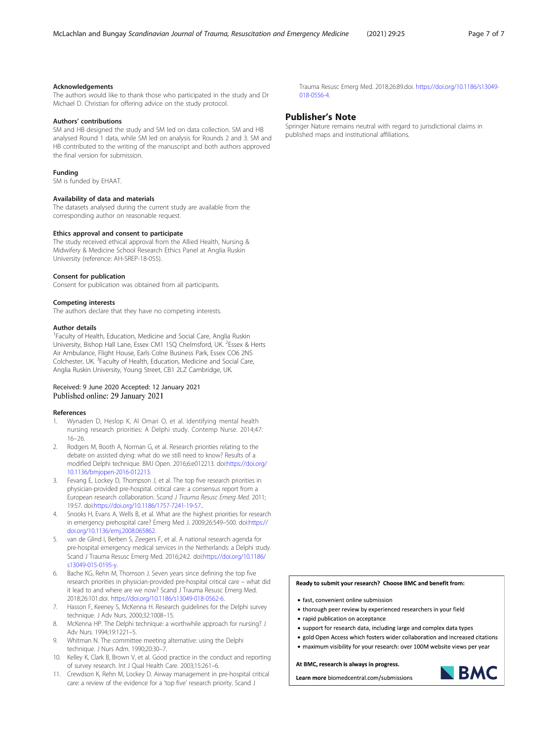### Acknowledgements

The authors would like to thank those who participated in the study and Dr Michael D. Christian for offering advice on the study protocol.

### Authors' contributions

SM and HB designed the study and SM led on data collection. SM and HB analysed Round 1 data, while SM led on analysis for Rounds 2 and 3. SM and HB contributed to the writing of the manuscript and both authors approved the final version for submission.

### Funding

SM is funded by EHAAT.

### Availability of data and materials

The datasets analysed during the current study are available from the corresponding author on reasonable request.

### Ethics approval and consent to participate

The study received ethical approval from the Allied Health, Nursing & Midwifery & Medicine School Research Ethics Panel at Anglia Ruskin University (reference: AH-SREP-18-055).

### Consent for publication

Consent for publication was obtained from all participants.

### Competing interests

The authors declare that they have no competing interests.

### Author details

[1]Faculty of Health, Education, Medicine and Social Care, Anglia Ruskin University, Bishop Hall Lane, Essex CM1 1SQ Chelmsford, UK. [2]Essex & Herts Air Ambulance, Flight House, Earls Colne Business Park, Essex CO6 2NS Colchester, UK. [3]Faculty of Health, Education, Medicine and Social Care, Anglia Ruskin University, Young Street, CB1 2LZ Cambridge, UK.

Received: 9 June 2020 Accepted: 12 January 2021
Published online: 29 January 2021

### References

1. Wynaden D, Heslop K, Al Omari O, et al. Identifying mental health nursing research priorities: A Delphi study. Contemp Nurse. 2014;47:16–26.
2. Rodgers M, Booth A, Norman G, et al. Research priorities relating to the debate on assisted dying: what do we still need to know? Results of a modified Delphi technique. BMJ Open. 2016;6:e012213. doi:https://doi.org/10.1136/bmjopen-2016-012213.
3. Fevang E, Lockey D, Thompson J, et al. The top five research priorities in physician-provided pre-hospital. critical care: a consensus report from a European research collaboration. *Scand J Trauma Resusc Emerg Med*. 2011;19:57. doi:https://doi.org/10.1186/1757-7241-19-57..
4. Snooks H, Evans A, Wells B, et al. What are the highest priorities for research in emergency prehospital care? Emerg Med J. 2009;26:549–500. doi:https://doi.org/10.1136/emj.2008.065862.
5. van de Glind I, Berben S, Zeegers F, et al. A national research agenda for pre-hospital emergency medical services in the Netherlands: a Delphi study. Scand J Trauma Resusc Emerg Med. 2016;24:2. doi:https://doi.org/10.1186/s13049-015-0195-y.
6. Bache KG, Rehn M, Thomson J. Seven years since defining the top five research priorities in physician-provided pre-hospital critical care – what did it lead to and where are we now? Scand J Trauma Resusc Emerg Med. 2018;26:101.doi. https://doi.org/10.1186/s13049-018-0562-6.
7. Hasson F, Keeney S, McKenna H. Research guidelines for the Delphi survey technique. J Adv Nurs. 2000;32:1008–15.
8. McKenna HP. The Delphi technique: a worthwhile approach for nursing? J Adv Nurs. 1994;19:1221–5.
9. Whitman N. The committee meeting alternative: using the Delphi technique. J Nurs Adm. 1990;20:30–7.
10. Kelley K, Clark B, Brown V, et al. Good practice in the conduct and reporting of survey research. Int J Qual Health Care. 2003;15:261–6.
11. Crewdson K, Rehn M, Lockey D. Airway management in pre-hospital critical care: a review of the evidence for a 'top five' research priority. Scand J Trauma Resusc Emerg Med. 2018;26:89.doi. https://doi.org/10.1186/s13049-018-0556-4.

## Publisher's Note

Springer Nature remains neutral with regard to jurisdictional claims in published maps and institutional affiliations.

**Ready to submit your research? Choose BMC and benefit from:**

- fast, convenient online submission
- thorough peer review by experienced researchers in your field
- rapid publication on acceptance
- support for research data, including large and complex data types
- gold Open Access which fosters wider collaboration and increased citations
- maximum visibility for your research: over 100M website views per year

**At BMC, research is always in progress.**

**Learn more** biomedcentral.com/submissions

BMC